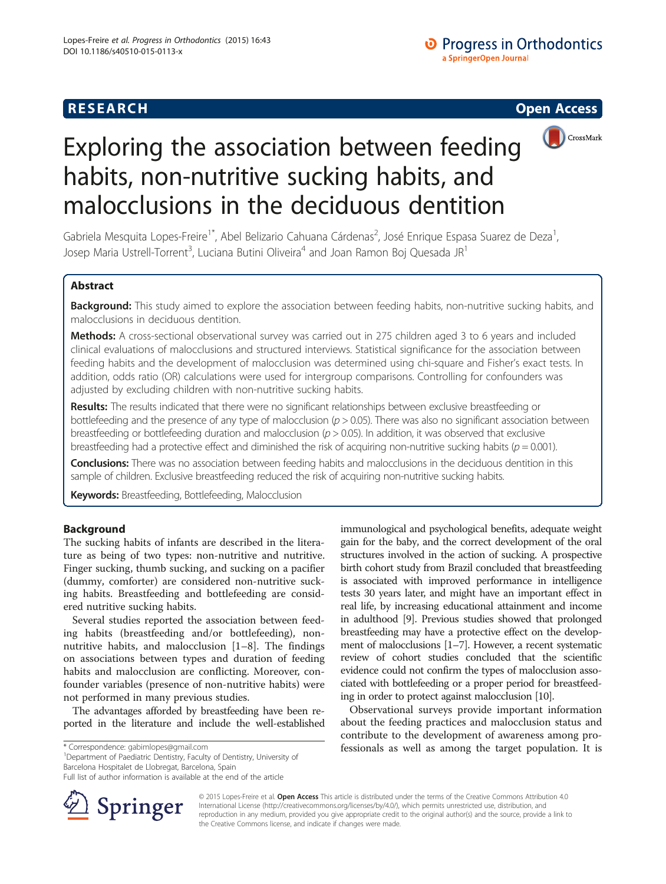RESEARCH Open Access

# Exploring the association between feeding habits, non-nutritive sucking habits, and malocclusions in the deciduous dentition

Gabriela Mesquita Lopes-Freire[1*], Abel Belizario Cahuana Cárdenas[2], José Enrique Espasa Suarez de Deza[1], Josep Maria Ustrell-Torrent[3], Luciana Butini Oliveira[4] and Joan Ramon Boj Quesada JR[1]

## Abstract

**Background:** This study aimed to explore the association between feeding habits, non-nutritive sucking habits, and malocclusions in deciduous dentition.

**Methods:** A cross-sectional observational survey was carried out in 275 children aged 3 to 6 years and included clinical evaluations of malocclusions and structured interviews. Statistical significance for the association between feeding habits and the development of malocclusion was determined using chi-square and Fisher's exact tests. In addition, odds ratio (OR) calculations were used for intergroup comparisons. Controlling for confounders was adjusted by excluding children with non-nutritive sucking habits.

**Results:** The results indicated that there were no significant relationships between exclusive breastfeeding or bottlefeeding and the presence of any type of malocclusion ($p > 0.05$). There was also no significant association between breastfeeding or bottlefeeding duration and malocclusion ($p > 0.05$). In addition, it was observed that exclusive breastfeeding had a protective effect and diminished the risk of acquiring non-nutritive sucking habits ($p = 0.001$).

**Conclusions:** There was no association between feeding habits and malocclusions in the deciduous dentition in this sample of children. Exclusive breastfeeding reduced the risk of acquiring non-nutritive sucking habits.

**Keywords:** Breastfeeding, Bottlefeeding, Malocclusion

## Background

The sucking habits of infants are described in the literature as being of two types: non-nutritive and nutritive. Finger sucking, thumb sucking, and sucking on a pacifier (dummy, comforter) are considered non-nutritive sucking habits. Breastfeeding and bottlefeeding are considered nutritive sucking habits.

Several studies reported the association between feeding habits (breastfeeding and/or bottlefeeding), non-nutritive habits, and malocclusion [1–8]. The findings on associations between types and duration of feeding habits and malocclusion are conflicting. Moreover, confounder variables (presence of non-nutritive habits) were not performed in many previous studies.

The advantages afforded by breastfeeding have been reported in the literature and include the well-established immunological and psychological benefits, adequate weight gain for the baby, and the correct development of the oral structures involved in the action of sucking. A prospective birth cohort study from Brazil concluded that breastfeeding is associated with improved performance in intelligence tests 30 years later, and might have an important effect in real life, by increasing educational attainment and income in adulthood [9]. Previous studies showed that prolonged breastfeeding may have a protective effect on the development of malocclusions [1–7]. However, a recent systematic review of cohort studies concluded that the scientific evidence could not confirm the types of malocclusion associated with bottlefeeding or a proper period for breastfeeding in order to protect against malocclusion [10].

Observational surveys provide important information about the feeding practices and malocclusion status and contribute to the development of awareness among professionals as well as among the target population. It is

* Correspondence: gabimlopes@gmail.com
[1]Department of Paediatric Dentistry, Faculty of Dentistry, University of Barcelona Hospitalet de Llobregat, Barcelona, Spain
Full list of author information is available at the end of the article

© 2015 Lopes-Freire et al. **Open Access** This article is distributed under the terms of the Creative Commons Attribution 4.0 International License (http://creativecommons.org/licenses/by/4.0/), which permits unrestricted use, distribution, and reproduction in any medium, provided you give appropriate credit to the original author(s) and the source, provide a link to the Creative Commons license, and indicate if changes were made.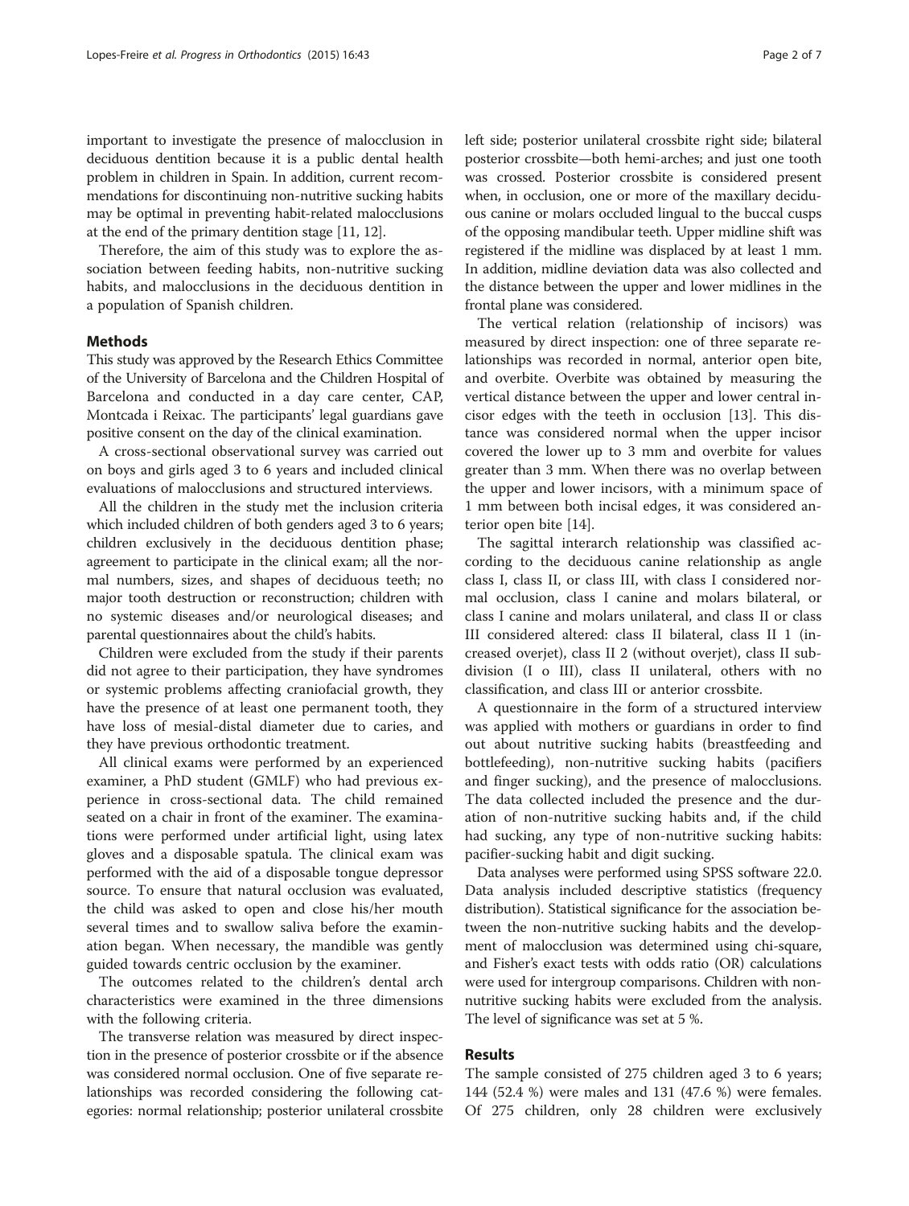important to investigate the presence of malocclusion in deciduous dentition because it is a public dental health problem in children in Spain. In addition, current recommendations for discontinuing non-nutritive sucking habits may be optimal in preventing habit-related malocclusions at the end of the primary dentition stage [11, 12].

Therefore, the aim of this study was to explore the association between feeding habits, non-nutritive sucking habits, and malocclusions in the deciduous dentition in a population of Spanish children.

## Methods

This study was approved by the Research Ethics Committee of the University of Barcelona and the Children Hospital of Barcelona and conducted in a day care center, CAP, Montcada i Reixac. The participants' legal guardians gave positive consent on the day of the clinical examination.

A cross-sectional observational survey was carried out on boys and girls aged 3 to 6 years and included clinical evaluations of malocclusions and structured interviews.

All the children in the study met the inclusion criteria which included children of both genders aged 3 to 6 years; children exclusively in the deciduous dentition phase; agreement to participate in the clinical exam; all the normal numbers, sizes, and shapes of deciduous teeth; no major tooth destruction or reconstruction; children with no systemic diseases and/or neurological diseases; and parental questionnaires about the child's habits.

Children were excluded from the study if their parents did not agree to their participation, they have syndromes or systemic problems affecting craniofacial growth, they have the presence of at least one permanent tooth, they have loss of mesial-distal diameter due to caries, and they have previous orthodontic treatment.

All clinical exams were performed by an experienced examiner, a PhD student (GMLF) who had previous experience in cross-sectional data. The child remained seated on a chair in front of the examiner. The examinations were performed under artificial light, using latex gloves and a disposable spatula. The clinical exam was performed with the aid of a disposable tongue depressor source. To ensure that natural occlusion was evaluated, the child was asked to open and close his/her mouth several times and to swallow saliva before the examination began. When necessary, the mandible was gently guided towards centric occlusion by the examiner.

The outcomes related to the children's dental arch characteristics were examined in the three dimensions with the following criteria.

The transverse relation was measured by direct inspection in the presence of posterior crossbite or if the absence was considered normal occlusion. One of five separate relationships was recorded considering the following categories: normal relationship; posterior unilateral crossbite left side; posterior unilateral crossbite right side; bilateral posterior crossbite—both hemi-arches; and just one tooth was crossed. Posterior crossbite is considered present when, in occlusion, one or more of the maxillary deciduous canine or molars occluded lingual to the buccal cusps of the opposing mandibular teeth. Upper midline shift was registered if the midline was displaced by at least 1 mm. In addition, midline deviation data was also collected and the distance between the upper and lower midlines in the frontal plane was considered.

The vertical relation (relationship of incisors) was measured by direct inspection: one of three separate relationships was recorded in normal, anterior open bite, and overbite. Overbite was obtained by measuring the vertical distance between the upper and lower central incisor edges with the teeth in occlusion [13]. This distance was considered normal when the upper incisor covered the lower up to 3 mm and overbite for values greater than 3 mm. When there was no overlap between the upper and lower incisors, with a minimum space of 1 mm between both incisal edges, it was considered anterior open bite [14].

The sagittal interarch relationship was classified according to the deciduous canine relationship as angle class I, class II, or class III, with class I considered normal occlusion, class I canine and molars bilateral, or class I canine and molars unilateral, and class II or class III considered altered: class II bilateral, class II 1 (increased overjet), class II 2 (without overjet), class II subdivision (I o III), class II unilateral, others with no classification, and class III or anterior crossbite.

A questionnaire in the form of a structured interview was applied with mothers or guardians in order to find out about nutritive sucking habits (breastfeeding and bottlefeeding), non-nutritive sucking habits (pacifiers and finger sucking), and the presence of malocclusions. The data collected included the presence and the duration of non-nutritive sucking habits and, if the child had sucking, any type of non-nutritive sucking habits: pacifier-sucking habit and digit sucking.

Data analyses were performed using SPSS software 22.0. Data analysis included descriptive statistics (frequency distribution). Statistical significance for the association between the non-nutritive sucking habits and the development of malocclusion was determined using chi-square, and Fisher's exact tests with odds ratio (OR) calculations were used for intergroup comparisons. Children with non-nutritive sucking habits were excluded from the analysis. The level of significance was set at 5 %.

## Results

The sample consisted of 275 children aged 3 to 6 years; 144 (52.4 %) were males and 131 (47.6 %) were females. Of 275 children, only 28 children were exclusively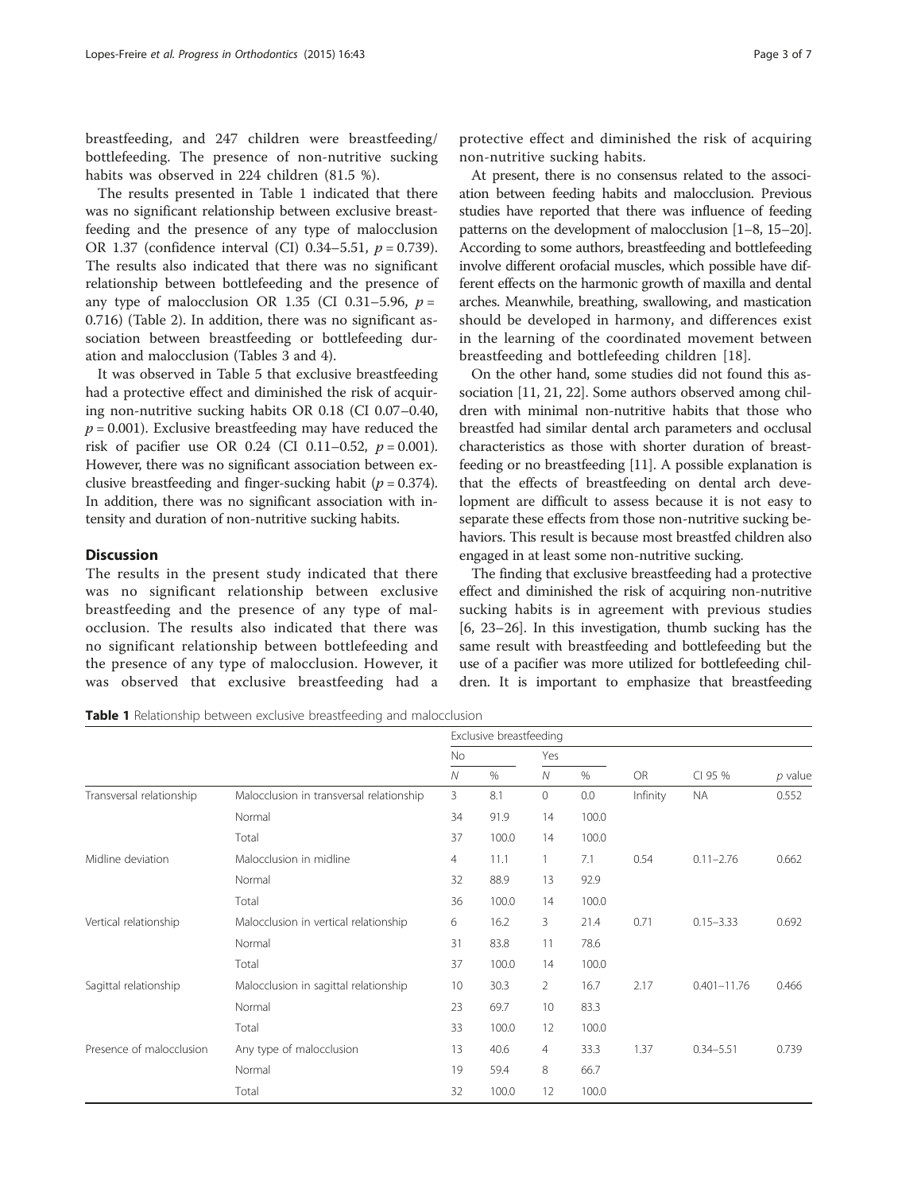breastfeeding, and 247 children were breastfeeding/bottlefeeding. The presence of non-nutritive sucking habits was observed in 224 children (81.5 %).

The results presented in Table 1 indicated that there was no significant relationship between exclusive breastfeeding and the presence of any type of malocclusion OR 1.37 (confidence interval (CI) 0.34–5.51, $p = 0.739$). The results also indicated that there was no significant relationship between bottlefeeding and the presence of any type of malocclusion OR 1.35 (CI 0.31–5.96, $p = 0.716$) (Table 2). In addition, there was no significant association between breastfeeding or bottlefeeding duration and malocclusion (Tables 3 and 4).

It was observed in Table 5 that exclusive breastfeeding had a protective effect and diminished the risk of acquiring non-nutritive sucking habits OR 0.18 (CI 0.07–0.40, $p = 0.001$). Exclusive breastfeeding may have reduced the risk of pacifier use OR 0.24 (CI 0.11–0.52, $p = 0.001$). However, there was no significant association between exclusive breastfeeding and finger-sucking habit ($p = 0.374$). In addition, there was no significant association with intensity and duration of non-nutritive sucking habits.

## Discussion

The results in the present study indicated that there was no significant relationship between exclusive breastfeeding and the presence of any type of malocclusion. The results also indicated that there was no significant relationship between bottlefeeding and the presence of any type of malocclusion. However, it was observed that exclusive breastfeeding had a protective effect and diminished the risk of acquiring non-nutritive sucking habits.

At present, there is no consensus related to the association between feeding habits and malocclusion. Previous studies have reported that there was influence of feeding patterns on the development of malocclusion [1–8, 15–20]. According to some authors, breastfeeding and bottlefeeding involve different orofacial muscles, which possible have different effects on the harmonic growth of maxilla and dental arches. Meanwhile, breathing, swallowing, and mastication should be developed in harmony, and differences exist in the learning of the coordinated movement between breastfeeding and bottlefeeding children [18].

On the other hand, some studies did not found this association [11, 21, 22]. Some authors observed among children with minimal non-nutritive habits that those who breastfed had similar dental arch parameters and occlusal characteristics as those with shorter duration of breastfeeding or no breastfeeding [11]. A possible explanation is that the effects of breastfeeding on dental arch development are difficult to assess because it is not easy to separate these effects from those non-nutritive sucking behaviors. This result is because most breastfed children also engaged in at least some non-nutritive sucking.

The finding that exclusive breastfeeding had a protective effect and diminished the risk of acquiring non-nutritive sucking habits is in agreement with previous studies [6, 23–26]. In this investigation, thumb sucking has the same result with breastfeeding and bottlefeeding but the use of a pacifier was more utilized for bottlefeeding children. It is important to emphasize that breastfeeding

**Table 1** Relationship between exclusive breastfeeding and malocclusion

| | | Exclusive breastfeeding | | | | | | |
|---|---|---|---|---|---|---|---|---|
| | | No | | Yes | | | | |
| | | *N* | % | *N* | % | OR | CI 95 % | *p* value |
| Transversal relationship | Malocclusion in transversal relationship | 3 | 8.1 | 0 | 0.0 | Infinity | NA | 0.552 |
| | Normal | 34 | 91.9 | 14 | 100.0 | | | |
| | Total | 37 | 100.0 | 14 | 100.0 | | | |
| Midline deviation | Malocclusion in midline | 4 | 11.1 | 1 | 7.1 | 0.54 | 0.11–2.76 | 0.662 |
| | Normal | 32 | 88.9 | 13 | 92.9 | | | |
| | Total | 36 | 100.0 | 14 | 100.0 | | | |
| Vertical relationship | Malocclusion in vertical relationship | 6 | 16.2 | 3 | 21.4 | 0.71 | 0.15–3.33 | 0.692 |
| | Normal | 31 | 83.8 | 11 | 78.6 | | | |
| | Total | 37 | 100.0 | 14 | 100.0 | | | |
| Sagittal relationship | Malocclusion in sagittal relationship | 10 | 30.3 | 2 | 16.7 | 2.17 | 0.401–11.76 | 0.466 |
| | Normal | 23 | 69.7 | 10 | 83.3 | | | |
| | Total | 33 | 100.0 | 12 | 100.0 | | | |
| Presence of malocclusion | Any type of malocclusion | 13 | 40.6 | 4 | 33.3 | 1.37 | 0.34–5.51 | 0.739 |
| | Normal | 19 | 59.4 | 8 | 66.7 | | | |
| | Total | 32 | 100.0 | 12 | 100.0 | | | |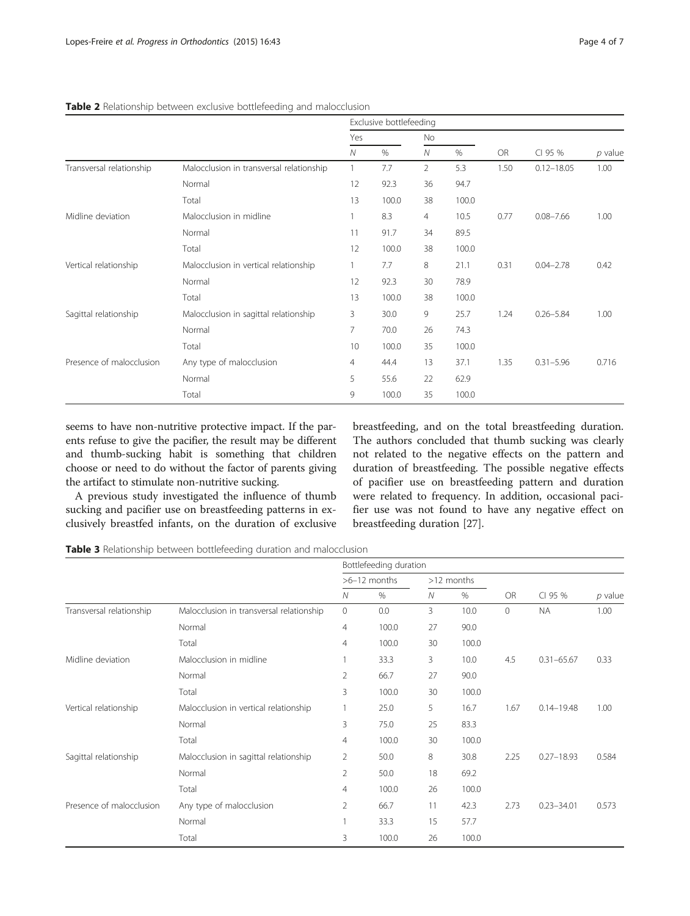**Table 2** Relationship between exclusive bottlefeeding and malocclusion

| | | Exclusive bottlefeeding | | | | | | |
|---|---|---|---|---|---|---|---|---|
| | | Yes | | No | | | | |
| | | *N* | % | *N* | % | OR | CI 95 % | *p* value |
| Transversal relationship | Malocclusion in transversal relationship | 1 | 7.7 | 2 | 5.3 | 1.50 | 0.12–18.05 | 1.00 |
| | Normal | 12 | 92.3 | 36 | 94.7 | | | |
| | Total | 13 | 100.0 | 38 | 100.0 | | | |
| Midline deviation | Malocclusion in midline | 1 | 8.3 | 4 | 10.5 | 0.77 | 0.08–7.66 | 1.00 |
| | Normal | 11 | 91.7 | 34 | 89.5 | | | |
| | Total | 12 | 100.0 | 38 | 100.0 | | | |
| Vertical relationship | Malocclusion in vertical relationship | 1 | 7.7 | 8 | 21.1 | 0.31 | 0.04–2.78 | 0.42 |
| | Normal | 12 | 92.3 | 30 | 78.9 | | | |
| | Total | 13 | 100.0 | 38 | 100.0 | | | |
| Sagittal relationship | Malocclusion in sagittal relationship | 3 | 30.0 | 9 | 25.7 | 1.24 | 0.26–5.84 | 1.00 |
| | Normal | 7 | 70.0 | 26 | 74.3 | | | |
| | Total | 10 | 100.0 | 35 | 100.0 | | | |
| Presence of malocclusion | Any type of malocclusion | 4 | 44.4 | 13 | 37.1 | 1.35 | 0.31–5.96 | 0.716 |
| | Normal | 5 | 55.6 | 22 | 62.9 | | | |
| | Total | 9 | 100.0 | 35 | 100.0 | | | |

seems to have non-nutritive protective impact. If the parents refuse to give the pacifier, the result may be different and thumb-sucking habit is something that children choose or need to do without the factor of parents giving the artifact to stimulate non-nutritive sucking.

A previous study investigated the influence of thumb sucking and pacifier use on breastfeeding patterns in exclusively breastfed infants, on the duration of exclusive breastfeeding, and on the total breastfeeding duration. The authors concluded that thumb sucking was clearly not related to the negative effects on the pattern and duration of breastfeeding. The possible negative effects of pacifier use on breastfeeding pattern and duration were related to frequency. In addition, occasional pacifier use was not found to have any negative effect on breastfeeding duration [27].

**Table 3** Relationship between bottlefeeding duration and malocclusion

| | | Bottlefeeding duration | | | | | | |
|---|---|---|---|---|---|---|---|---|
| | | >6–12 months | | >12 months | | | | |
| | | *N* | % | *N* | % | OR | CI 95 % | *p* value |
| Transversal relationship | Malocclusion in transversal relationship | 0 | 0.0 | 3 | 10.0 | 0 | NA | 1.00 |
| | Normal | 4 | 100.0 | 27 | 90.0 | | | |
| | Total | 4 | 100.0 | 30 | 100.0 | | | |
| Midline deviation | Malocclusion in midline | 1 | 33.3 | 3 | 10.0 | 4.5 | 0.31–65.67 | 0.33 |
| | Normal | 2 | 66.7 | 27 | 90.0 | | | |
| | Total | 3 | 100.0 | 30 | 100.0 | | | |
| Vertical relationship | Malocclusion in vertical relationship | 1 | 25.0 | 5 | 16.7 | 1.67 | 0.14–19.48 | 1.00 |
| | Normal | 3 | 75.0 | 25 | 83.3 | | | |
| | Total | 4 | 100.0 | 30 | 100.0 | | | |
| Sagittal relationship | Malocclusion in sagittal relationship | 2 | 50.0 | 8 | 30.8 | 2.25 | 0.27–18.93 | 0.584 |
| | Normal | 2 | 50.0 | 18 | 69.2 | | | |
| | Total | 4 | 100.0 | 26 | 100.0 | | | |
| Presence of malocclusion | Any type of malocclusion | 2 | 66.7 | 11 | 42.3 | 2.73 | 0.23–34.01 | 0.573 |
| | Normal | 1 | 33.3 | 15 | 57.7 | | | |
| | Total | 3 | 100.0 | 26 | 100.0 | | | |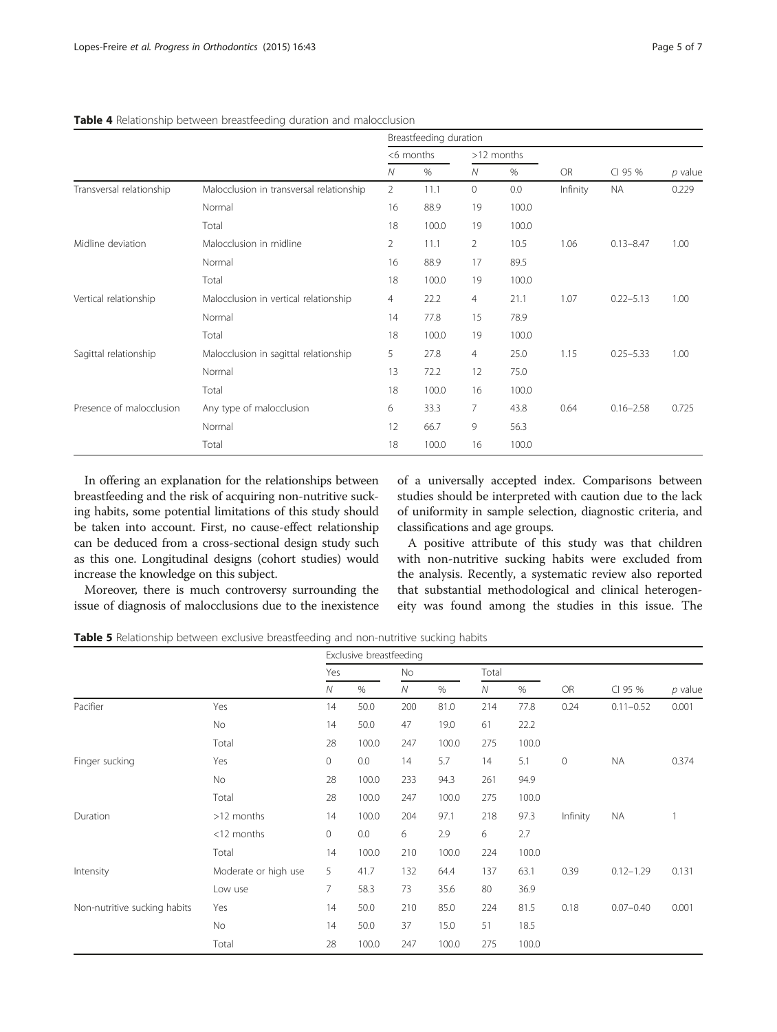**Table 4** Relationship between breastfeeding duration and malocclusion

| | | Breastfeeding duration | | | | | | |
|---|---|---|---|---|---|---|---|---|
| | | <6 months | | >12 months | | | | |
| | | *N* | % | *N* | % | OR | CI 95 % | *p* value |
| Transversal relationship | Malocclusion in transversal relationship | 2 | 11.1 | 0 | 0.0 | Infinity | NA | 0.229 |
| | Normal | 16 | 88.9 | 19 | 100.0 | | | |
| | Total | 18 | 100.0 | 19 | 100.0 | | | |
| Midline deviation | Malocclusion in midline | 2 | 11.1 | 2 | 10.5 | 1.06 | 0.13–8.47 | 1.00 |
| | Normal | 16 | 88.9 | 17 | 89.5 | | | |
| | Total | 18 | 100.0 | 19 | 100.0 | | | |
| Vertical relationship | Malocclusion in vertical relationship | 4 | 22.2 | 4 | 21.1 | 1.07 | 0.22–5.13 | 1.00 |
| | Normal | 14 | 77.8 | 15 | 78.9 | | | |
| | Total | 18 | 100.0 | 19 | 100.0 | | | |
| Sagittal relationship | Malocclusion in sagittal relationship | 5 | 27.8 | 4 | 25.0 | 1.15 | 0.25–5.33 | 1.00 |
| | Normal | 13 | 72.2 | 12 | 75.0 | | | |
| | Total | 18 | 100.0 | 16 | 100.0 | | | |
| Presence of malocclusion | Any type of malocclusion | 6 | 33.3 | 7 | 43.8 | 0.64 | 0.16–2.58 | 0.725 |
| | Normal | 12 | 66.7 | 9 | 56.3 | | | |
| | Total | 18 | 100.0 | 16 | 100.0 | | | |

In offering an explanation for the relationships between breastfeeding and the risk of acquiring non-nutritive sucking habits, some potential limitations of this study should be taken into account. First, no cause-effect relationship can be deduced from a cross-sectional design study such as this one. Longitudinal designs (cohort studies) would increase the knowledge on this subject.

Moreover, there is much controversy surrounding the issue of diagnosis of malocclusions due to the inexistence of a universally accepted index. Comparisons between studies should be interpreted with caution due to the lack of uniformity in sample selection, diagnostic criteria, and classifications and age groups.

A positive attribute of this study was that children with non-nutritive sucking habits were excluded from the analysis. Recently, a systematic review also reported that substantial methodological and clinical heterogeneity was found among the studies in this issue. The

**Table 5** Relationship between exclusive breastfeeding and non-nutritive sucking habits

| | | Exclusive breastfeeding | | | | | | | | |
|---|---|---|---|---|---|---|---|---|---|---|
| | | Yes | | No | | Total | | | | |
| | | *N* | % | *N* | % | *N* | % | OR | CI 95 % | *p* value |
| Pacifier | Yes | 14 | 50.0 | 200 | 81.0 | 214 | 77.8 | 0.24 | 0.11–0.52 | 0.001 |
| | No | 14 | 50.0 | 47 | 19.0 | 61 | 22.2 | | | |
| | Total | 28 | 100.0 | 247 | 100.0 | 275 | 100.0 | | | |
| Finger sucking | Yes | 0 | 0.0 | 14 | 5.7 | 14 | 5.1 | 0 | NA | 0.374 |
| | No | 28 | 100.0 | 233 | 94.3 | 261 | 94.9 | | | |
| | Total | 28 | 100.0 | 247 | 100.0 | 275 | 100.0 | | | |
| Duration | >12 months | 14 | 100.0 | 204 | 97.1 | 218 | 97.3 | Infinity | NA | 1 |
| | <12 months | 0 | 0.0 | 6 | 2.9 | 6 | 2.7 | | | |
| | Total | 14 | 100.0 | 210 | 100.0 | 224 | 100.0 | | | |
| Intensity | Moderate or high use | 5 | 41.7 | 132 | 64.4 | 137 | 63.1 | 0.39 | 0.12–1.29 | 0.131 |
| | Low use | 7 | 58.3 | 73 | 35.6 | 80 | 36.9 | | | |
| Non-nutritive sucking habits | Yes | 14 | 50.0 | 210 | 85.0 | 224 | 81.5 | 0.18 | 0.07–0.40 | 0.001 |
| | No | 14 | 50.0 | 37 | 15.0 | 51 | 18.5 | | | |
| | Total | 28 | 100.0 | 247 | 100.0 | 275 | 100.0 | | | |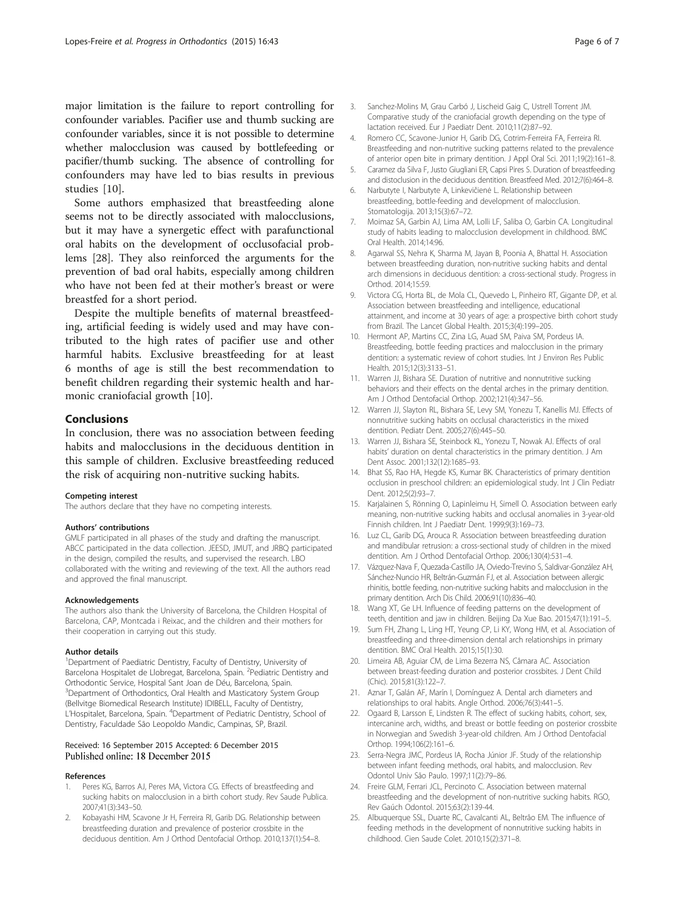major limitation is the failure to report controlling for confounder variables. Pacifier use and thumb sucking are confounder variables, since it is not possible to determine whether malocclusion was caused by bottlefeeding or pacifier/thumb sucking. The absence of controlling for confounders may have led to bias results in previous studies [10].

Some authors emphasized that breastfeeding alone seems not to be directly associated with malocclusions, but it may have a synergetic effect with parafunctional oral habits on the development of occlusofacial problems [28]. They also reinforced the arguments for the prevention of bad oral habits, especially among children who have not been fed at their mother's breast or were breastfed for a short period.

Despite the multiple benefits of maternal breastfeeding, artificial feeding is widely used and may have contributed to the high rates of pacifier use and other harmful habits. Exclusive breastfeeding for at least 6 months of age is still the best recommendation to benefit children regarding their systemic health and harmonic craniofacial growth [10].

## Conclusions

In conclusion, there was no association between feeding habits and malocclusions in the deciduous dentition in this sample of children. Exclusive breastfeeding reduced the risk of acquiring non-nutritive sucking habits.

#### Competing interest

The authors declare that they have no competing interests.

#### Authors' contributions

GMLF participated in all phases of the study and drafting the manuscript. ABCC participated in the data collection. JEESD, JMUT, and JRBQ participated in the design, compiled the results, and supervised the research. LBO collaborated with the writing and reviewing of the text. All the authors read and approved the final manuscript.

#### Acknowledgements

The authors also thank the University of Barcelona, the Children Hospital of Barcelona, CAP, Montcada i Reixac, and the children and their mothers for their cooperation in carrying out this study.

#### Author details

[1]Department of Paediatric Dentistry, Faculty of Dentistry, University of Barcelona Hospitalet de Llobregat, Barcelona, Spain. [2]Pediatric Dentistry and Orthodontic Service, Hospital Sant Joan de Déu, Barcelona, Spain. [3]Department of Orthodontics, Oral Health and Masticatory System Group (Bellvitge Biomedical Research Institute) IDIBELL, Faculty of Dentistry, L'Hospitalet, Barcelona, Spain. [4]Department of Pediatric Dentistry, School of Dentistry, Faculdade São Leopoldo Mandic, Campinas, SP, Brazil.

Received: 16 September 2015 Accepted: 6 December 2015
Published online: 18 December 2015

#### References

1. Peres KG, Barros AJ, Peres MA, Victora CG. Effects of breastfeeding and sucking habits on malocclusion in a birth cohort study. Rev Saude Publica. 2007;41(3):343–50.
2. Kobayashi HM, Scavone Jr H, Ferreira RI, Garib DG. Relationship between breastfeeding duration and prevalence of posterior crossbite in the deciduous dentition. Am J Orthod Dentofacial Orthop. 2010;137(1):54–8.
3. Sanchez-Molins M, Grau Carbó J, Lischeid Gaig C, Ustrell Torrent JM. Comparative study of the craniofacial growth depending on the type of lactation received. Eur J Paediatr Dent. 2010;11(2):87–92.
4. Romero CC, Scavone-Junior H, Garib DG, Cotrim-Ferreira FA, Ferreira RI. Breastfeeding and non-nutritive sucking patterns related to the prevalence of anterior open bite in primary dentition. J Appl Oral Sci. 2011;19(2):161–8.
5. Caramez da Silva F, Justo Giugliani ER, Capsi Pires S. Duration of breastfeeding and distoclusion in the deciduous dentition. Breastfeed Med. 2012;7(6):464–8.
6. Narbutyte I, Narbutyte A, Linkevičienė L. Relationship between breastfeeding, bottle-feeding and development of malocclusion. Stomatologija. 2013;15(3):67–72.
7. Moimaz SA, Garbin AJ, Lima AM, Lolli LF, Saliba O, Garbin CA. Longitudinal study of habits leading to malocclusion development in childhood. BMC Oral Health. 2014;14:96.
8. Agarwal SS, Nehra K, Sharma M, Jayan B, Poonia A, Bhattal H. Association between breastfeeding duration, non-nutritive sucking habits and dental arch dimensions in deciduous dentition: a cross-sectional study. Progress in Orthod. 2014;15:59.
9. Victora CG, Horta BL, de Mola CL, Quevedo L, Pinheiro RT, Gigante DP, et al. Association between breastfeeding and intelligence, educational attainment, and income at 30 years of age: a prospective birth cohort study from Brazil. The Lancet Global Health. 2015;3(4):199–205.
10. Hermont AP, Martins CC, Zina LG, Auad SM, Paiva SM, Pordeus IA. Breastfeeding, bottle feeding practices and malocclusion in the primary dentition: a systematic review of cohort studies. Int J Environ Res Public Health. 2015;12(3):3133–51.
11. Warren JJ, Bishara SE. Duration of nutritive and nonnutritive sucking behaviors and their effects on the dental arches in the primary dentition. Am J Orthod Dentofacial Orthop. 2002;121(4):347–56.
12. Warren JJ, Slayton RL, Bishara SE, Levy SM, Yonezu T, Kanellis MJ. Effects of nonnutritive sucking habits on occlusal characteristics in the mixed dentition. Pediatr Dent. 2005;27(6):445–50.
13. Warren JJ, Bishara SE, Steinbock KL, Yonezu T, Nowak AJ. Effects of oral habits' duration on dental characteristics in the primary dentition. J Am Dent Assoc. 2001;132(12):1685–93.
14. Bhat SS, Rao HA, Hegde KS, Kumar BK. Characteristics of primary dentition occlusion in preschool children: an epidemiological study. Int J Clin Pediatr Dent. 2012;5(2):93–7.
15. Karjalainen S, Rönning O, Lapinleimu H, Simell O. Association between early meaning, non-nutritive sucking habits and occlusal anomalies in 3-year-old Finnish children. Int J Paediatr Dent. 1999;9(3):169–73.
16. Luz CL, Garib DG, Arouca R. Association between breastfeeding duration and mandibular retrusion: a cross-sectional study of children in the mixed dentition. Am J Orthod Dentofacial Orthop. 2006;130(4):531–4.
17. Vázquez-Nava F, Quezada-Castillo JA, Oviedo-Trevino S, Saldivar-González AH, Sánchez-Nuncio HR, Beltrán-Guzmán FJ, et al. Association between allergic rhinitis, bottle feeding, non-nutritive sucking habits and malocclusion in the primary dentition. Arch Dis Child. 2006;91(10):836–40.
18. Wang XT, Ge LH. Influence of feeding patterns on the development of teeth, dentition and jaw in children. Beijing Da Xue Bao. 2015;47(1):191–5.
19. Sum FH, Zhang L, Ling HT, Yeung CP, Li KY, Wong HM, et al. Association of breastfeeding and three-dimension dental arch relationships in primary dentition. BMC Oral Health. 2015;15(1):30.
20. Limeira AB, Aguiar CM, de Lima Bezerra NS, Câmara AC. Association between breast-feeding duration and posterior crossbites. J Dent Child (Chic). 2015;81(3):122–7.
21. Aznar T, Galán AF, Marín I, Domínguez A. Dental arch diameters and relationships to oral habits. Angle Orthod. 2006;76(3):441–5.
22. Ogaard B, Larsson E, Lindsten R. The effect of sucking habits, cohort, sex, intercanine arch, widths, and breast or bottle feeding on posterior crossbite in Norwegian and Swedish 3-year-old children. Am J Orthod Dentofacial Orthop. 1994;106(2):161–6.
23. Serra-Negra JMC, Pordeus IA, Rocha Júnior JF. Study of the relationship between infant feeding methods, oral habits, and malocclusion. Rev Odontol Univ São Paulo. 1997;11(2):79–86.
24. Freire GLM, Ferrari JCL, Percinoto C. Association between maternal breastfeeding and the development of non-nutritive sucking habits. RGO, Rev Gaúch Odontol. 2015;63(2):139-44.
25. Albuquerque SSL, Duarte RC, Cavalcanti AL, Beltrão EM. The influence of feeding methods in the development of nonnutritive sucking habits in childhood. Cien Saude Colet. 2010;15(2):371–8.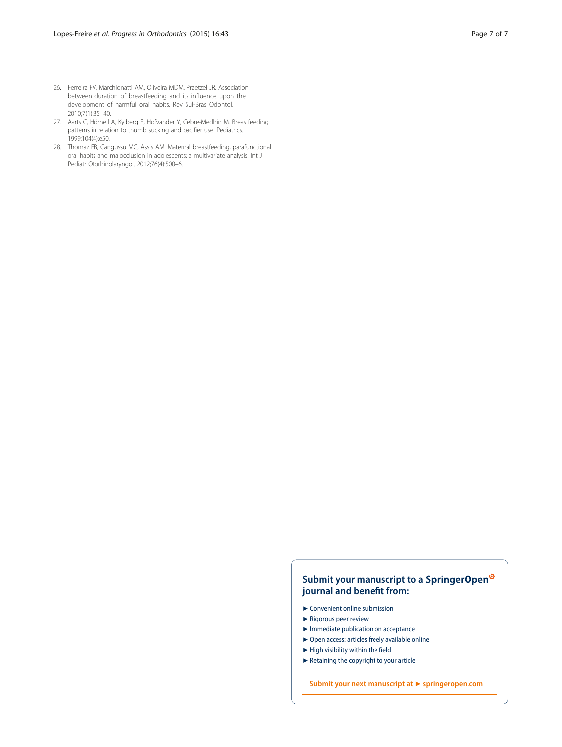26. Ferreira FV, Marchionatti AM, Oliveira MDM, Praetzel JR. Association between duration of breastfeeding and its influence upon the development of harmful oral habits. Rev Sul-Bras Odontol. 2010;7(1):35–40.
27. Aarts C, Hörnell A, Kylberg E, Hofvander Y, Gebre-Medhin M. Breastfeeding patterns in relation to thumb sucking and pacifier use. Pediatrics. 1999;104(4):e50.
28. Thomaz EB, Cangussu MC, Assis AM. Maternal breastfeeding, parafunctional oral habits and malocclusion in adolescents: a multivariate analysis. Int J Pediatr Otorhinolaryngol. 2012;76(4):500–6.

**Submit your manuscript to a SpringerOpen journal and benefit from:**

- ► Convenient online submission
- ► Rigorous peer review
- ► Immediate publication on acceptance
- ► Open access: articles freely available online
- ► High visibility within the field
- ► Retaining the copyright to your article

**Submit your next manuscript at ► springeropen.com**